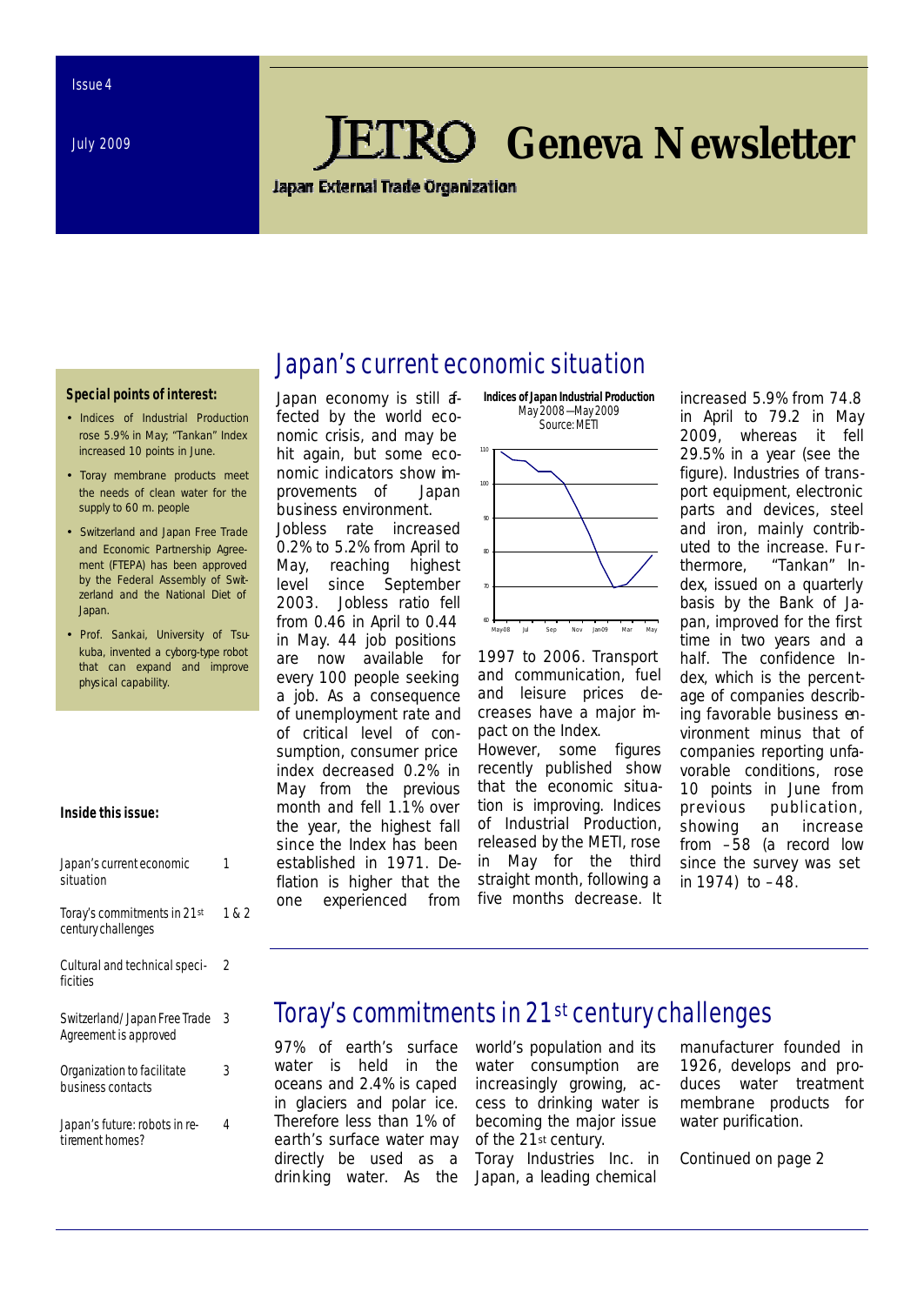Issue 4

July 2009

# JETRO Geneva Newsletter

**Japan External Trade Organization**

**Special points of interest:**

- Indices of Industrial Production rose 5.9% in May; "Tankan" Index increased 10 points in June.
- Toray membrane products meet the needs of clean water for the supply to 60 m. people
- Switzerland and Japan Free Trade and Economic Partnership Agreement (FTEPA) has been approved by the Federal Assembly of Switzerland and the National Diet of Japan.
- Prof. Sankai, University of Tsukuba, invented a cyborg-type robot that can expand and improve physical capability.

**Inside this issue:**

| | |
|---|---|
| Japan's current economic situation | 1 |
| Toray's commitments in 21st century challenges | 1 & 2 |
| Cultural and technical specificities | 2 |
| Switzerland/Japan Free Trade Agreement is approved | 3 |
| Organization to facilitate business contacts | 3 |
| Japan's future: robots in retirement homes? | 4 |

## Japan's current economic situation

Japan economy is still affected by the world economic crisis, and may be hit again, but some economic indicators show improvements of Japan business environment.

Jobless rate increased 0.2% to 5.2% from April to May, reaching highest level since September 2003. Jobless ratio fell from 0.46 in April to 0.44 in May. 44 job positions are now available for every 100 people seeking a job. As a consequence of unemployment rate and of critical level of consumption, consumer price index decreased 0.2% in May from the previous month and fell 1.1% over the year, the highest fall since the Index has been established in 1971. Deflation is higher that the one experienced from 1997 to 2006. Transport and communication, fuel and leisure prices decreases have a major impact on the Index.

**Indices of Japan Industrial Production**
May 2008—May 2009
Source: METI

However, some figures recently published show that the economic situation is improving. Indices of Industrial Production, released by the METI, rose in May for the third straight month, following a five months decrease. It increased 5.9% from 74.8 in April to 79.2 in May 2009, whereas it fell 29.5% in a year (see the figure). Industries of transport equipment, electronic parts and devices, steel and iron, mainly contributed to the increase. Furthermore, "Tankan" Index, issued on a quarterly basis by the Bank of Japan, improved for the first time in two years and a half. The confidence Index, which is the percentage of companies describing favorable business environment minus that of companies reporting unfavorable conditions, rose 10 points in June from previous publication, showing an increase from –58 (a record low since the survey was set in 1974) to –48.

## Toray's commitments in 21st century challenges

97% of earth's surface water is held in the oceans and 2.4% is caped in glaciers and polar ice. Therefore less than 1% of earth's surface water may directly be used as a drinking water. As the world's population and its water consumption are increasingly growing, access to drinking water is becoming the major issue of the 21st century.

Toray Industries Inc. in Japan, a leading chemical manufacturer founded in 1926, develops and produces water treatment membrane products for water purification.

Continued on page 2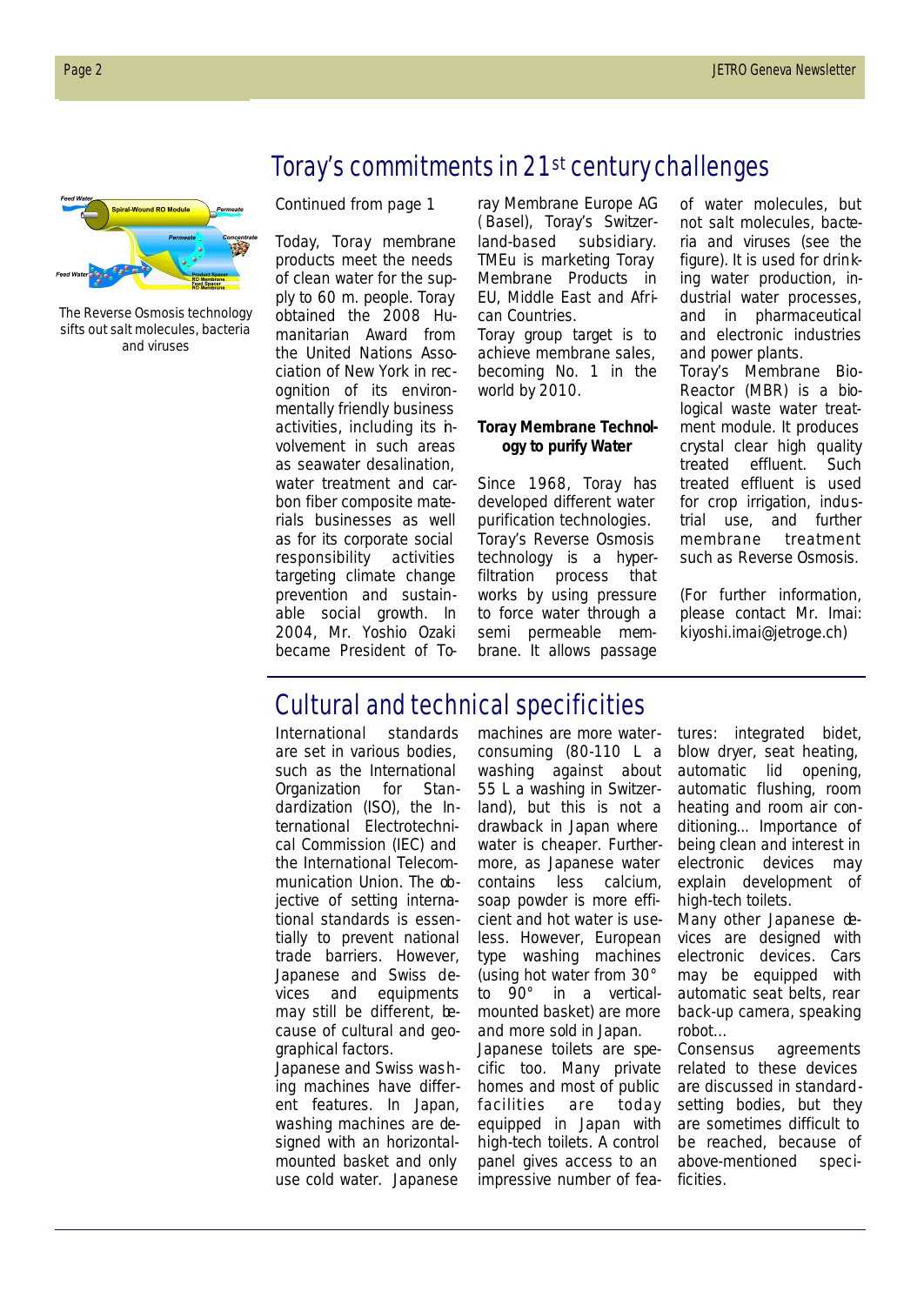# Toray's commitments in 21st century challenges

The Reverse Osmosis technology sifts out salt molecules, bacteria and viruses

Continued from page 1

Today, Toray membrane products meet the needs of clean water for the supply to 60 m. people. Toray obtained the 2008 Humanitarian Award from the United Nations Association of New York in recognition of its environmentally friendly business activities, including its involvement in such areas as seawater desalination, water treatment and carbon fiber composite materials businesses as well as for its corporate social responsibility activities targeting climate change prevention and sustainable social growth. In 2004, Mr. Yoshio Ozaki became President of Toray Membrane Europe AG (Basel), Toray's Switzerland-based subsidiary. TMEu is marketing Toray Membrane Products in EU, Middle East and African Countries.

Toray group target is to achieve membrane sales, becoming No. 1 in the world by 2010.

**Toray Membrane Technology to purify Water**

Since 1968, Toray has developed different water purification technologies. Toray's Reverse Osmosis technology is a hyper-filtration process that works by using pressure to force water through a semi permeable membrane. It allows passage of water molecules, but not salt molecules, bacteria and viruses (see the figure). It is used for drinking water production, industrial water processes, and in pharmaceutical and electronic industries and power plants.

Toray's Membrane Bio-Reactor (MBR) is a biological waste water treatment module. It produces crystal clear high quality treated effluent. Such treated effluent is used for crop irrigation, industrial use, and further membrane treatment such as Reverse Osmosis.

(For further information, please contact Mr. Imai: kiyoshi.imai@jetroge.ch)

# Cultural and technical specificities

International standards are set in various bodies, such as the International Organization for Standardization (ISO), the International Electrotechnical Commission (IEC) and the International Telecommunication Union. The objective of setting international standards is essentially to prevent national trade barriers. However, Japanese and Swiss devices and equipments may still be different, because of cultural and geographical factors.

Japanese and Swiss washing machines have different features. In Japan, washing machines are designed with an horizontal-mounted basket and only use cold water. Japanese machines are more water-consuming (80-110 L a washing against about 55 L a washing in Switzerland), but this is not a drawback in Japan where water is cheaper. Furthermore, as Japanese water contains less calcium, soap powder is more efficient and hot water is useless. However, European type washing machines (using hot water from 30° to 90° in a vertical-mounted basket) are more and more sold in Japan.

Japanese toilets are specific too. Many private homes and most of public facilities are today equipped in Japan with high-tech toilets. A control panel gives access to an impressive number of features: integrated bidet, blow dryer, seat heating, automatic lid opening, automatic flushing, room heating and room air conditioning… Importance of being clean and interest in electronic devices may explain development of high-tech toilets.

Many other Japanese devices are designed with electronic devices. Cars may be equipped with automatic seat belts, rear back-up camera, speaking robot…

Consensus agreements related to these devices are discussed in standard-setting bodies, but they are sometimes difficult to be reached, because of above-mentioned specificities.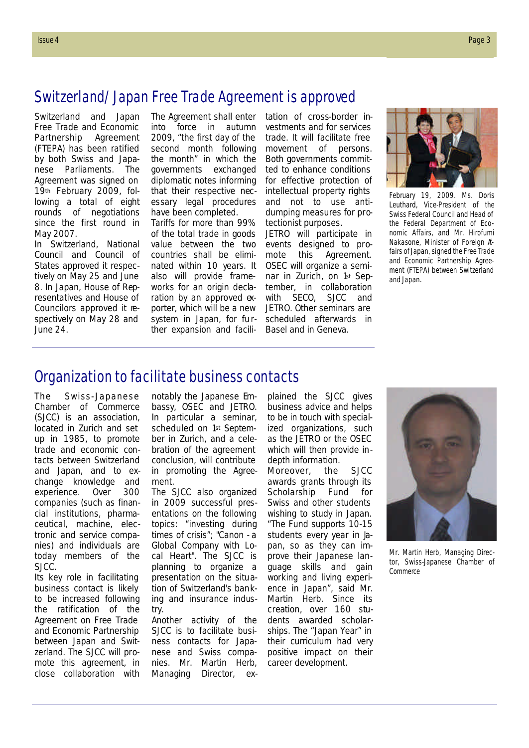## Switzerland/Japan Free Trade Agreement is approved

Switzerland and Japan Free Trade and Economic Partnership Agreement (FTEPA) has been ratified by both Swiss and Japanese Parliaments. The Agreement was signed on 19th February 2009, following a total of eight rounds of negotiations since the first round in May 2007.

In Switzerland, National Council and Council of States approved it respectively on May 25 and June 8. In Japan, House of Representatives and House of Councilors approved it respectively on May 28 and June 24.

The Agreement shall enter into force in autumn 2009, "the first day of the second month following the month" in which the governments exchanged diplomatic notes informing that their respective necessary legal procedures have been completed.

Tariffs for more than 99% of the total trade in goods value between the two countries shall be eliminated within 10 years. It also will provide frameworks for an origin declaration by an approved exporter, which will be a new system in Japan, for further expansion and facilitation of cross-border investments and for services trade. It will facilitate free movement of persons. Both governments committed to enhance conditions for effective protection of intellectual property rights and not to use anti-dumping measures for protectionist purposes.

JETRO will participate in events designed to promote this Agreement. OSEC will organize a seminar in Zurich, on 1st September, in collaboration with SECO, SJCC and JETRO. Other seminars are scheduled afterwards in Basel and in Geneva.

February 19, 2009. Ms. Doris Leuthard, Vice-President of the Swiss Federal Council and Head of the Federal Department of Economic Affairs, and Mr. Hirofumi Nakasone, Minister of Foreign Affairs of Japan, signed the Free Trade and Economic Partnership Agreement (FTEPA) between Switzerland and Japan.

## Organization to facilitate business contacts

The Swiss-Japanese Chamber of Commerce (SJCC) is an association, located in Zurich and set up in 1985, to promote trade and economic contacts between Switzerland and Japan, and to exchange knowledge and experience. Over 300 companies (such as financial institutions, pharmaceutical, machine, electronic and service companies) and individuals are today members of the SJCC.

Its key role in facilitating business contact is likely to be increased following the ratification of the Agreement on Free Trade and Economic Partnership between Japan and Switzerland. The SJCC will promote this agreement, in close collaboration with notably the Japanese Embassy, OSEC and JETRO. In particular a seminar, scheduled on 1st September in Zurich, and a celebration of the agreement conclusion, will contribute in promoting the Agreement.

The SJCC also organized in 2009 successful presentations on the following topics: "investing during times of crisis"; "Canon - a Global Company with Local Heart". The SJCC is planning to organize a presentation on the situation of Switzerland's banking and insurance industry.

Another activity of the SJCC is to facilitate business contacts for Japanese and Swiss companies. Mr. Martin Herb, Managing Director, explained the SJCC gives business advice and helps to be in touch with specialized organizations, such as the JETRO or the OSEC which will then provide in-depth information.

Moreover, the SJCC awards grants through its Scholarship Fund for Swiss and other students wishing to study in Japan. "The Fund supports 10-15 students every year in Japan, so as they can improve their Japanese language skills and gain working and living experience in Japan", said Mr. Martin Herb. Since its creation, over 160 students awarded scholarships. The "Japan Year" in their curriculum had very positive impact on their career development.

Mr. Martin Herb, Managing Director, Swiss-Japanese Chamber of Commerce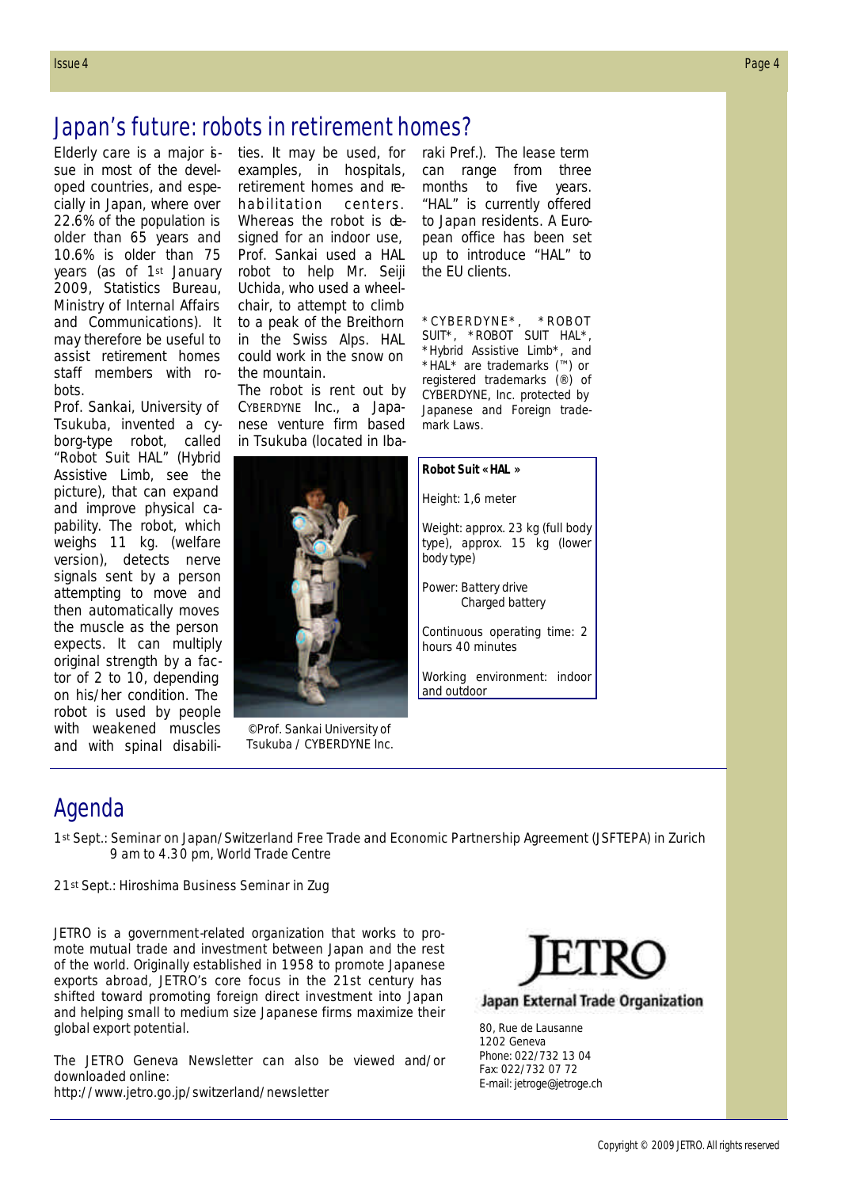# Japan's future: robots in retirement homes?

Elderly care is a major issue in most of the developed countries, and especially in Japan, where over 22.6% of the population is older than 65 years and 10.6% is older than 75 years (as of 1st January 2009, Statistics Bureau, Ministry of Internal Affairs and Communications). It may therefore be useful to assist retirement homes staff members with robots.

Prof. Sankai, University of Tsukuba, invented a cyborg-type robot, called "Robot Suit HAL" (Hybrid Assistive Limb, see the picture), that can expand and improve physical capability. The robot, which weighs 11 kg. (welfare version), detects nerve signals sent by a person attempting to move and then automatically moves the muscle as the person expects. It can multiply original strength by a factor of 2 to 10, depending on his/her condition. The robot is used by people with weakened muscles and with spinal disabilities. It may be used, for examples, in hospitals, retirement homes and rehabilitation centers. Whereas the robot is designed for an indoor use, Prof. Sankai used a HAL robot to help Mr. Seiji Uchida, who used a wheelchair, to attempt to climb to a peak of the Breithorn in the Swiss Alps. HAL could work in the snow on the mountain.

The robot is rent out by CYBERDYNE Inc., a Japanese venture firm based in Tsukuba (located in Ibaraki Pref.). The lease term can range from three months to five years. "HAL" is currently offered to Japan residents. A European office has been set up to introduce "HAL" to the EU clients.

©Prof. Sankai University of Tsukuba / CYBERDYNE Inc.

*CYBERDYNE*, *ROBOT SUIT*, *ROBOT SUIT HAL*, *Hybrid Assistive Limb*, and *HAL* are trademarks (™) or registered trademarks (®) of CYBERDYNE, Inc. protected by Japanese and Foreign trademark Laws.

**Robot Suit « HAL »**

Height: 1,6 meter

Weight: approx. 23 kg (full body type), approx. 15 kg (lower body type)

Power: Battery drive
Charged battery

Continuous operating time: 2 hours 40 minutes

Working environment: indoor and outdoor

# Agenda

1st Sept.: Seminar on Japan/Switzerland Free Trade and Economic Partnership Agreement (JSFTEPA) in Zurich
9 am to 4.30 pm, World Trade Centre

21st Sept.: Hiroshima Business Seminar in Zug

JETRO is a government-related organization that works to promote mutual trade and investment between Japan and the rest of the world. Originally established in 1958 to promote Japanese exports abroad, JETRO's core focus in the 21st century has shifted toward promoting foreign direct investment into Japan and helping small to medium size Japanese firms maximize their global export potential.

The JETRO Geneva Newsletter can also be viewed and/or downloaded online:
http://www.jetro.go.jp/switzerland/newsletter

JETRO
Japan External Trade Organization

80, Rue de Lausanne
1202 Geneva
Phone: 022/732 13 04
Fax: 022/732 07 72
E-mail: jetroge@jetroge.ch

Copyright © 2009 JETRO. All rights reserved